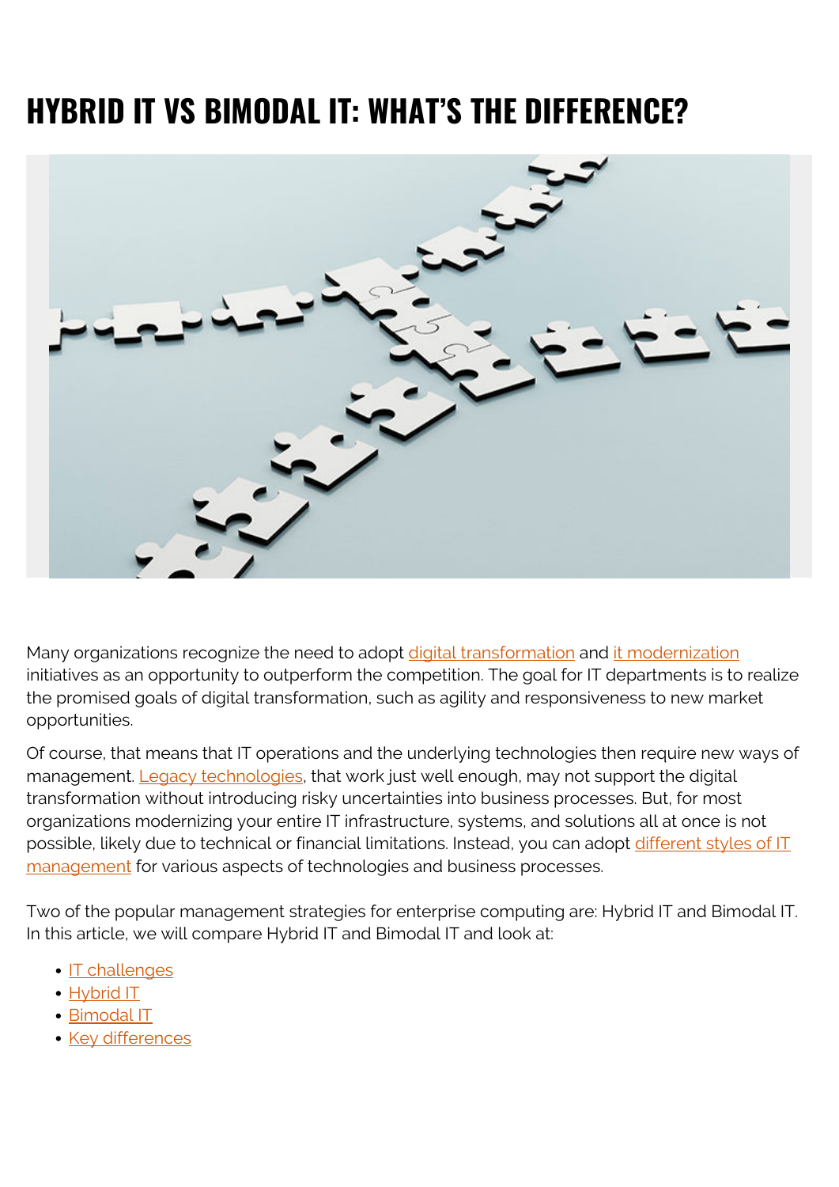# HYBRID IT VS BIMODAL IT: WHAT'S THE DIFFERENCE?

Many organizations recognize the need to adopt digital transformation and it modernization initiatives as an opportunity to outperform the competition. The goal for IT departments is to realize the promised goals of digital transformation, such as agility and responsiveness to new market opportunities.

Of course, that means that IT operations and the underlying technologies then require new ways of management. Legacy technologies, that work just well enough, may not support the digital transformation without introducing risky uncertainties into business processes. But, for most organizations modernizing your entire IT infrastructure, systems, and solutions all at once is not possible, likely due to technical or financial limitations. Instead, you can adopt different styles of IT management for various aspects of technologies and business processes.

Two of the popular management strategies for enterprise computing are: Hybrid IT and Bimodal IT. In this article, we will compare Hybrid IT and Bimodal IT and look at:

- IT challenges
- Hybrid IT
- Bimodal IT
- Key differences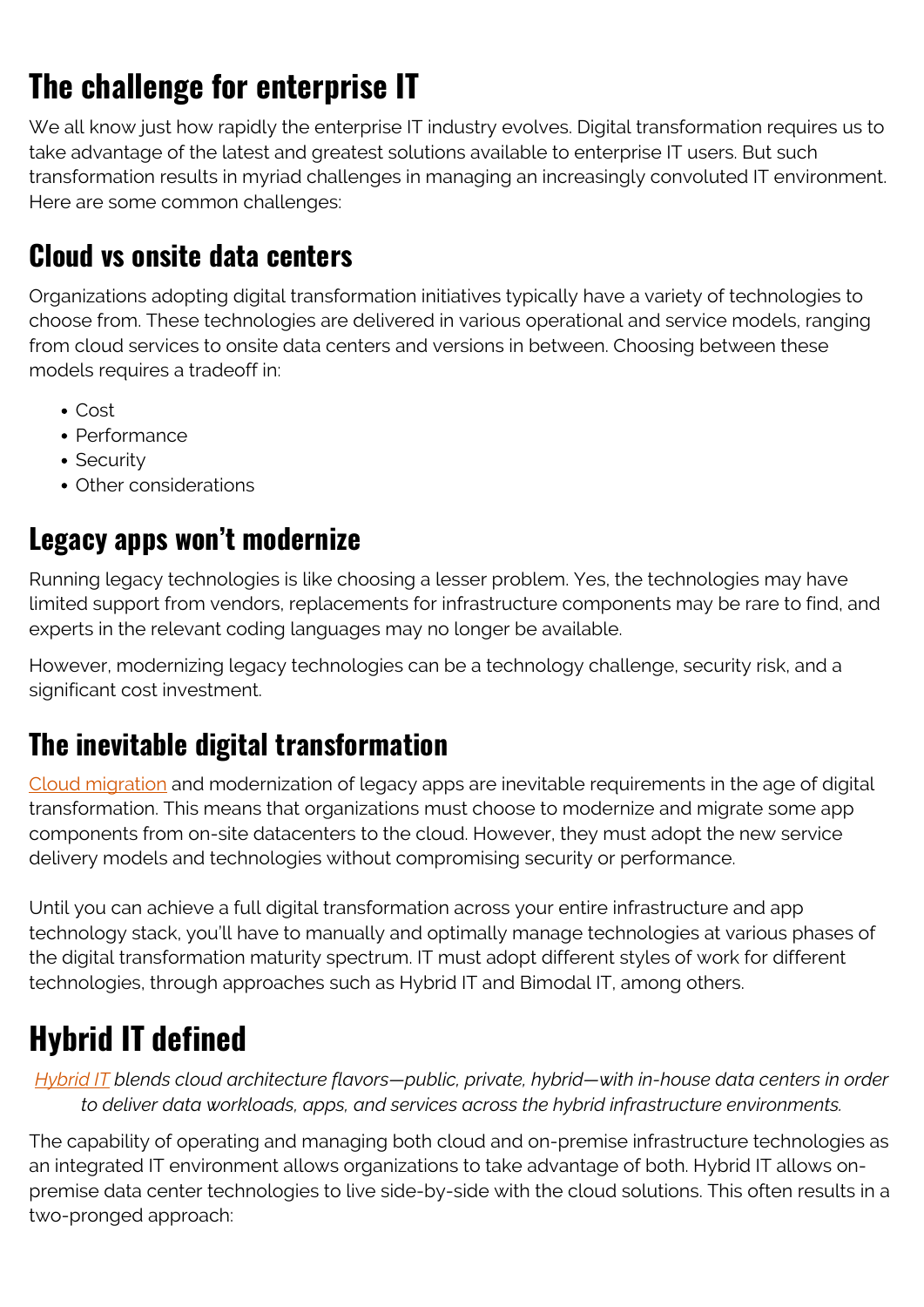# The challenge for enterprise IT

We all know just how rapidly the enterprise IT industry evolves. Digital transformation requires us to take advantage of the latest and greatest solutions available to enterprise IT users. But such transformation results in myriad challenges in managing an increasingly convoluted IT environment. Here are some common challenges:

## Cloud vs onsite data centers

Organizations adopting digital transformation initiatives typically have a variety of technologies to choose from. These technologies are delivered in various operational and service models, ranging from cloud services to onsite data centers and versions in between. Choosing between these models requires a tradeoff in:

- Cost
- Performance
- Security
- Other considerations

## Legacy apps won't modernize

Running legacy technologies is like choosing a lesser problem. Yes, the technologies may have limited support from vendors, replacements for infrastructure components may be rare to find, and experts in the relevant coding languages may no longer be available.

However, modernizing legacy technologies can be a technology challenge, security risk, and a significant cost investment.

## The inevitable digital transformation

Cloud migration and modernization of legacy apps are inevitable requirements in the age of digital transformation. This means that organizations must choose to modernize and migrate some app components from on-site datacenters to the cloud. However, they must adopt the new service delivery models and technologies without compromising security or performance.

Until you can achieve a full digital transformation across your entire infrastructure and app technology stack, you'll have to manually and optimally manage technologies at various phases of the digital transformation maturity spectrum. IT must adopt different styles of work for different technologies, through approaches such as Hybrid IT and Bimodal IT, among others.

# Hybrid IT defined

*Hybrid IT blends cloud architecture flavors—public, private, hybrid—with in-house data centers in order to deliver data workloads, apps, and services across the hybrid infrastructure environments.*

The capability of operating and managing both cloud and on-premise infrastructure technologies as an integrated IT environment allows organizations to take advantage of both. Hybrid IT allows on-premise data center technologies to live side-by-side with the cloud solutions. This often results in a two-pronged approach: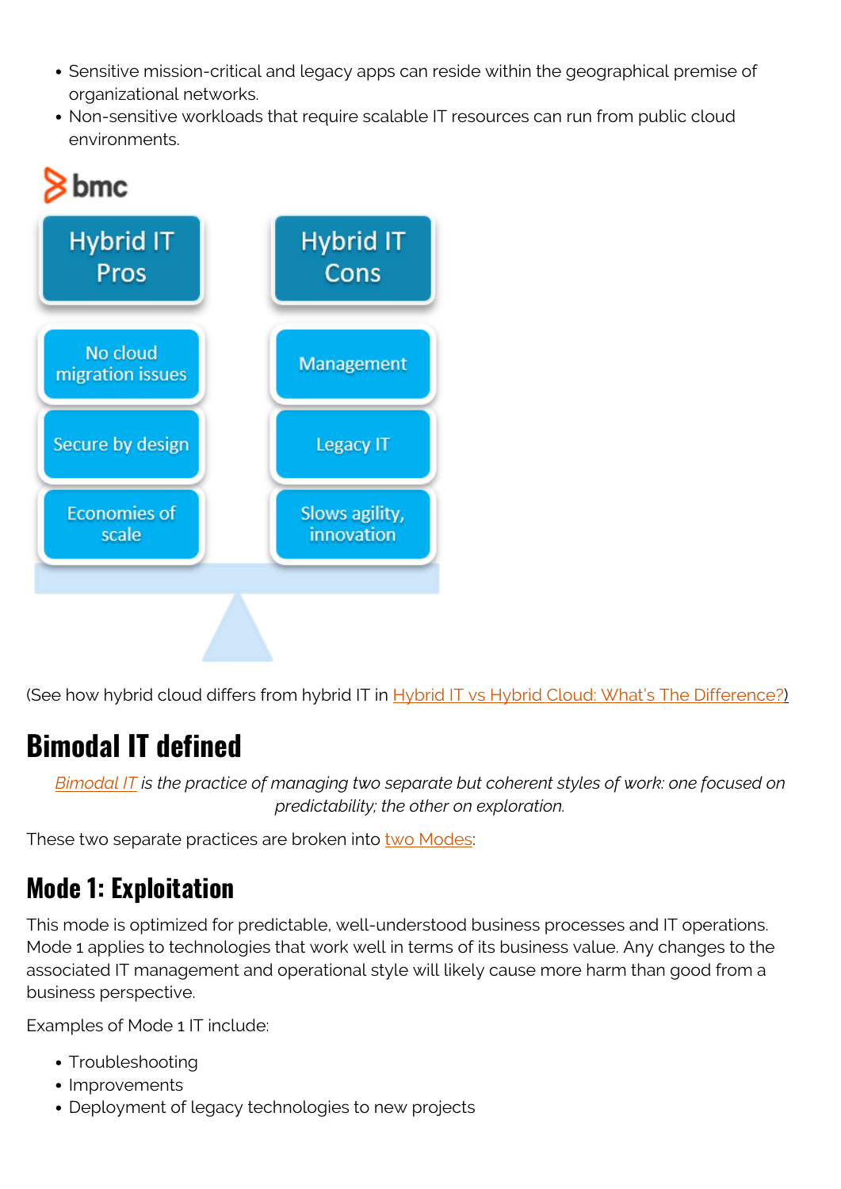- Sensitive mission-critical and legacy apps can reside within the geographical premise of organizational networks.
- Non-sensitive workloads that require scalable IT resources can run from public cloud environments.

bmc

| Hybrid IT Pros | Hybrid IT Cons |
| --- | --- |
| No cloud migration issues | Management |
| Secure by design | Legacy IT |
| Economies of scale | Slows agility, innovation |

(See how hybrid cloud differs from hybrid IT in Hybrid IT vs Hybrid Cloud: What's The Difference?)

# Bimodal IT defined

> *Bimodal IT is the practice of managing two separate but coherent styles of work: one focused on predictability; the other on exploration.*

These two separate practices are broken into two Modes:

## Mode 1: Exploitation

This mode is optimized for predictable, well-understood business processes and IT operations. Mode 1 applies to technologies that work well in terms of its business value. Any changes to the associated IT management and operational style will likely cause more harm than good from a business perspective.

Examples of Mode 1 IT include:

- Troubleshooting
- Improvements
- Deployment of legacy technologies to new projects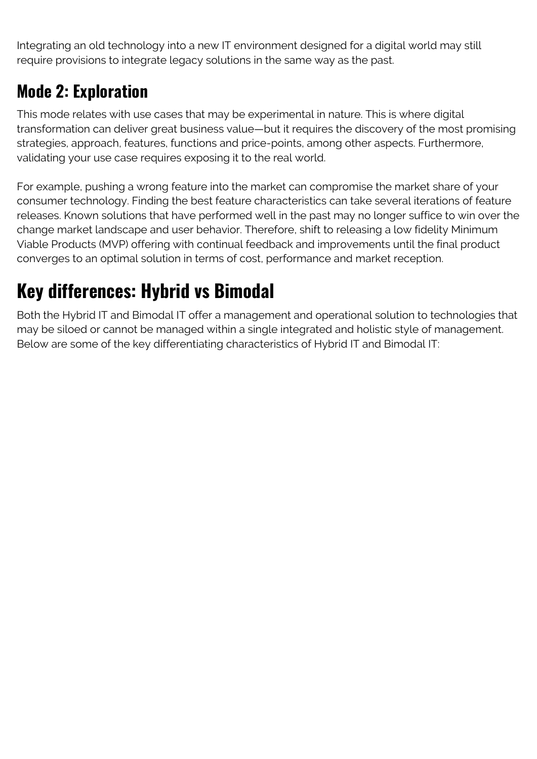Integrating an old technology into a new IT environment designed for a digital world may still require provisions to integrate legacy solutions in the same way as the past.

## Mode 2: Exploration

This mode relates with use cases that may be experimental in nature. This is where digital transformation can deliver great business value—but it requires the discovery of the most promising strategies, approach, features, functions and price-points, among other aspects. Furthermore, validating your use case requires exposing it to the real world.

For example, pushing a wrong feature into the market can compromise the market share of your consumer technology. Finding the best feature characteristics can take several iterations of feature releases. Known solutions that have performed well in the past may no longer suffice to win over the change market landscape and user behavior. Therefore, shift to releasing a low fidelity Minimum Viable Products (MVP) offering with continual feedback and improvements until the final product converges to an optimal solution in terms of cost, performance and market reception.

# Key differences: Hybrid vs Bimodal

Both the Hybrid IT and Bimodal IT offer a management and operational solution to technologies that may be siloed or cannot be managed within a single integrated and holistic style of management. Below are some of the key differentiating characteristics of Hybrid IT and Bimodal IT: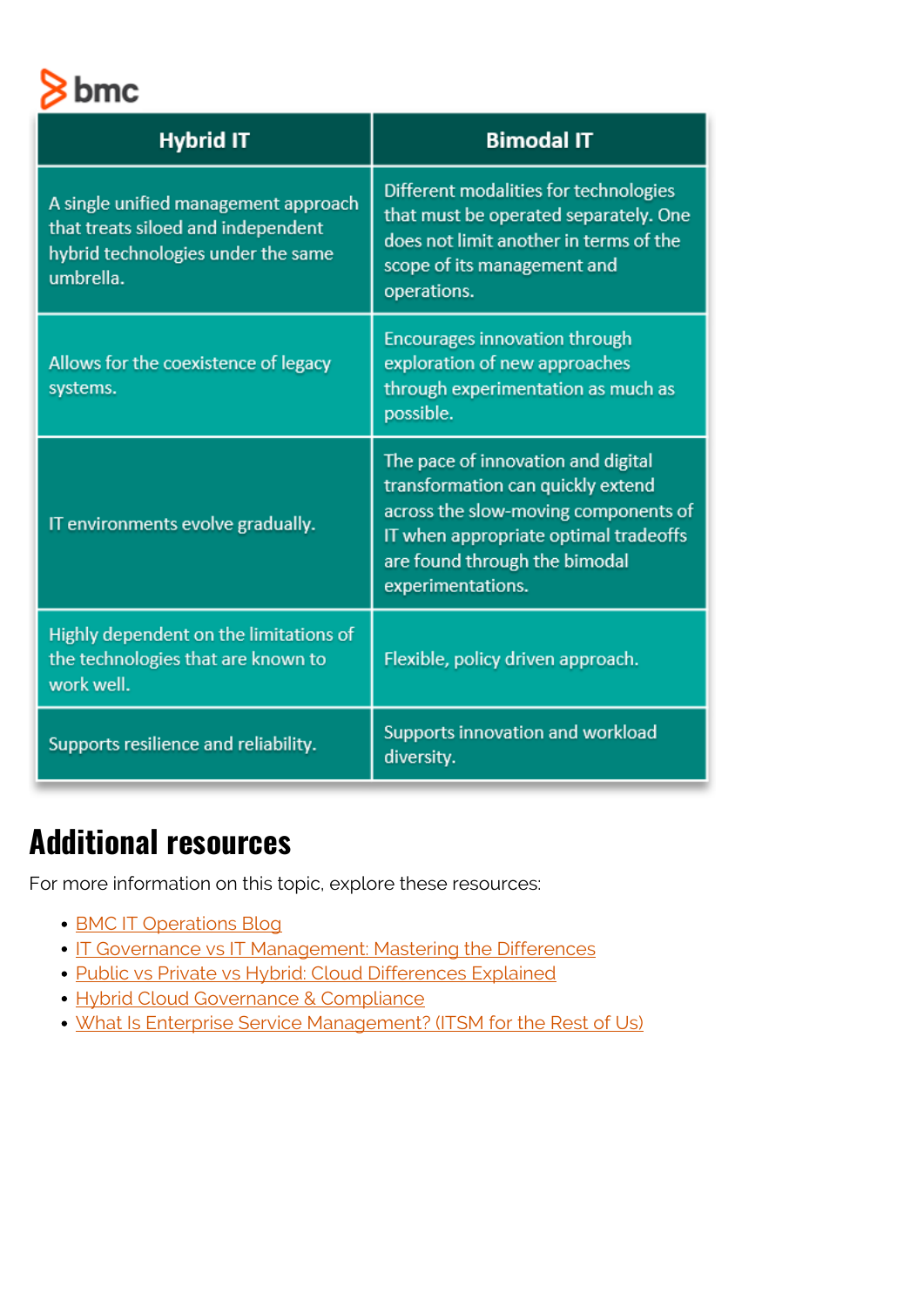| Hybrid IT | Bimodal IT |
|---|---|
| A single unified management approach that treats siloed and independent hybrid technologies under the same umbrella. | Different modalities for technologies that must be operated separately. One does not limit another in terms of the scope of its management and operations. |
| Allows for the coexistence of legacy systems. | Encourages innovation through exploration of new approaches through experimentation as much as possible. |
| IT environments evolve gradually. | The pace of innovation and digital transformation can quickly extend across the slow-moving components of IT when appropriate optimal tradeoffs are found through the bimodal experimentations. |
| Highly dependent on the limitations of the technologies that are known to work well. | Flexible, policy driven approach. |
| Supports resilience and reliability. | Supports innovation and workload diversity. |

## Additional resources

For more information on this topic, explore these resources:

- BMC IT Operations Blog
- IT Governance vs IT Management: Mastering the Differences
- Public vs Private vs Hybrid: Cloud Differences Explained
- Hybrid Cloud Governance & Compliance
- What Is Enterprise Service Management? (ITSM for the Rest of Us)